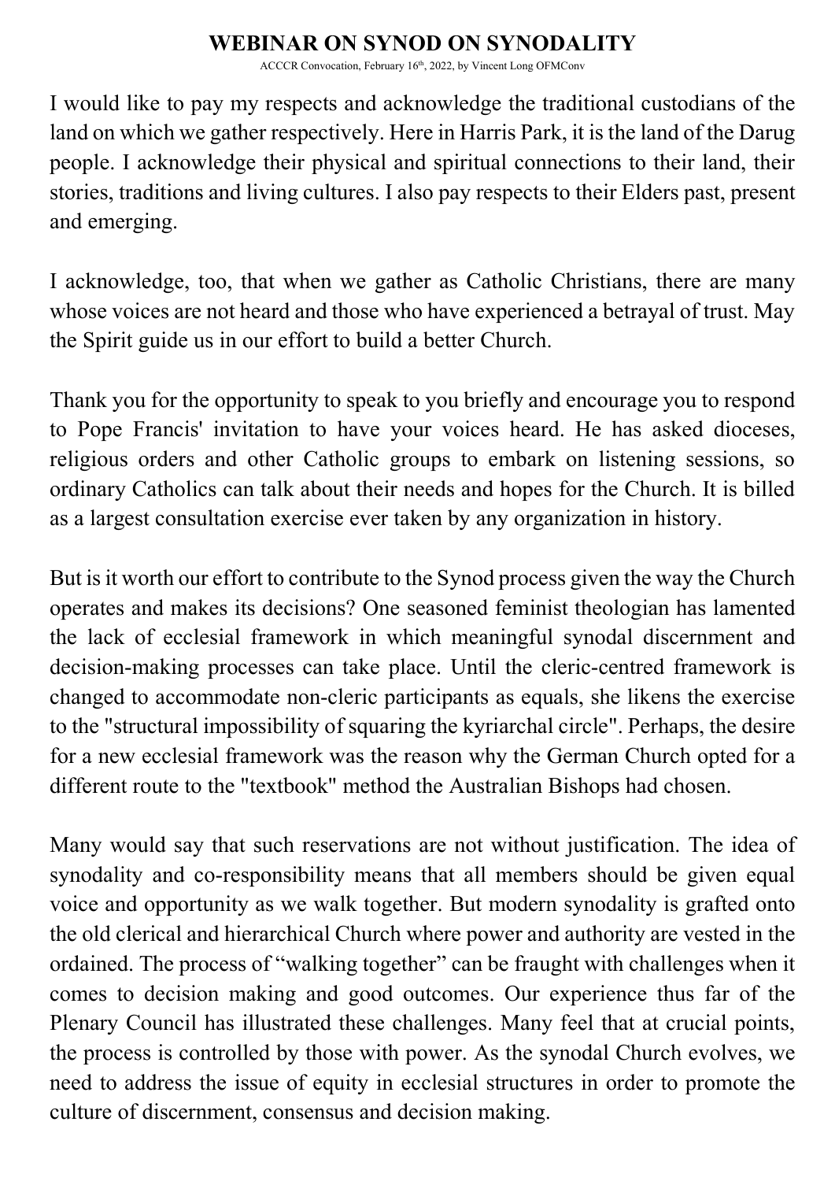# WEBINAR ON SYNOD ON SYNODALITY

ACCCR Convocation, February 16th, 2022, by Vincent Long OFMConv

I would like to pay my respects and acknowledge the traditional custodians of the land on which we gather respectively. Here in Harris Park, it is the land of the Darug people. I acknowledge their physical and spiritual connections to their land, their stories, traditions and living cultures. I also pay respects to their Elders past, present and emerging.

I acknowledge, too, that when we gather as Catholic Christians, there are many whose voices are not heard and those who have experienced a betrayal of trust. May the Spirit guide us in our effort to build a better Church.

Thank you for the opportunity to speak to you briefly and encourage you to respond to Pope Francis' invitation to have your voices heard. He has asked dioceses, religious orders and other Catholic groups to embark on listening sessions, so ordinary Catholics can talk about their needs and hopes for the Church. It is billed as a largest consultation exercise ever taken by any organization in history.

But is it worth our effort to contribute to the Synod process given the way the Church operates and makes its decisions? One seasoned feminist theologian has lamented the lack of ecclesial framework in which meaningful synodal discernment and decision-making processes can take place. Until the cleric-centred framework is changed to accommodate non-cleric participants as equals, she likens the exercise to the "structural impossibility of squaring the kyriarchal circle". Perhaps, the desire for a new ecclesial framework was the reason why the German Church opted for a different route to the "textbook" method the Australian Bishops had chosen.

Many would say that such reservations are not without justification. The idea of synodality and co-responsibility means that all members should be given equal voice and opportunity as we walk together. But modern synodality is grafted onto the old clerical and hierarchical Church where power and authority are vested in the ordained. The process of "walking together" can be fraught with challenges when it comes to decision making and good outcomes. Our experience thus far of the Plenary Council has illustrated these challenges. Many feel that at crucial points, the process is controlled by those with power. As the synodal Church evolves, we need to address the issue of equity in ecclesial structures in order to promote the culture of discernment, consensus and decision making.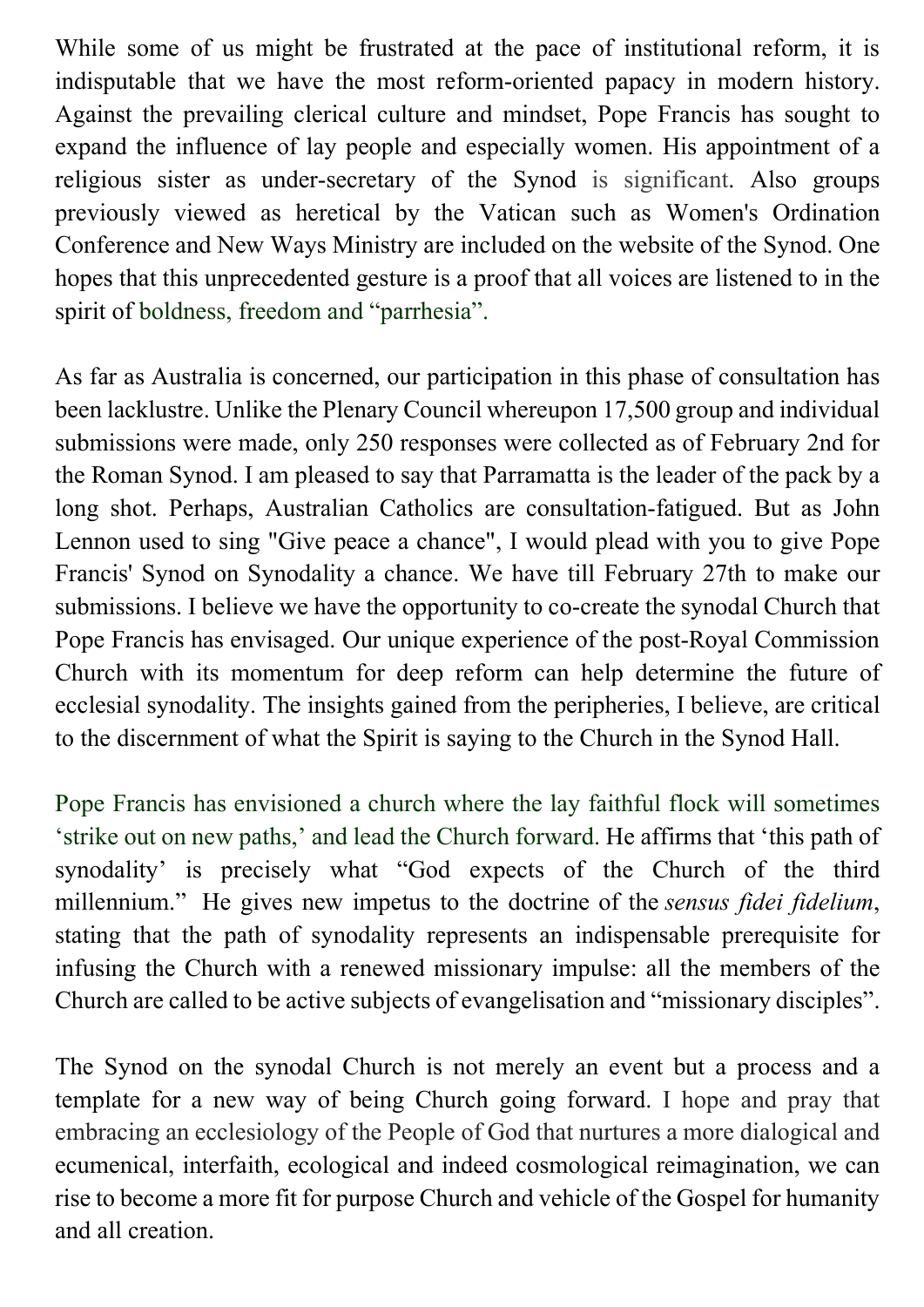While some of us might be frustrated at the pace of institutional reform, it is indisputable that we have the most reform-oriented papacy in modern history. Against the prevailing clerical culture and mindset, Pope Francis has sought to expand the influence of lay people and especially women. His appointment of a religious sister as under-secretary of the Synod is significant. Also groups previously viewed as heretical by the Vatican such as Women's Ordination Conference and New Ways Ministry are included on the website of the Synod. One hopes that this unprecedented gesture is a proof that all voices are listened to in the spirit of boldness, freedom and "parrhesia".

As far as Australia is concerned, our participation in this phase of consultation has been lacklustre. Unlike the Plenary Council whereupon 17,500 group and individual submissions were made, only 250 responses were collected as of February 2nd for the Roman Synod. I am pleased to say that Parramatta is the leader of the pack by a long shot. Perhaps, Australian Catholics are consultation-fatigued. But as John Lennon used to sing "Give peace a chance", I would plead with you to give Pope Francis' Synod on Synodality a chance. We have till February 27th to make our submissions. I believe we have the opportunity to co-create the synodal Church that Pope Francis has envisaged. Our unique experience of the post-Royal Commission Church with its momentum for deep reform can help determine the future of ecclesial synodality. The insights gained from the peripheries, I believe, are critical to the discernment of what the Spirit is saying to the Church in the Synod Hall.

Pope Francis has envisioned a church where the lay faithful flock will sometimes 'strike out on new paths,' and lead the Church forward. He affirms that 'this path of synodality' is precisely what "God expects of the Church of the third millennium." He gives new impetus to the doctrine of the *sensus fidei fidelium*, stating that the path of synodality represents an indispensable prerequisite for infusing the Church with a renewed missionary impulse: all the members of the Church are called to be active subjects of evangelisation and "missionary disciples".

The Synod on the synodal Church is not merely an event but a process and a template for a new way of being Church going forward. I hope and pray that embracing an ecclesiology of the People of God that nurtures a more dialogical and ecumenical, interfaith, ecological and indeed cosmological reimagination, we can rise to become a more fit for purpose Church and vehicle of the Gospel for humanity and all creation.